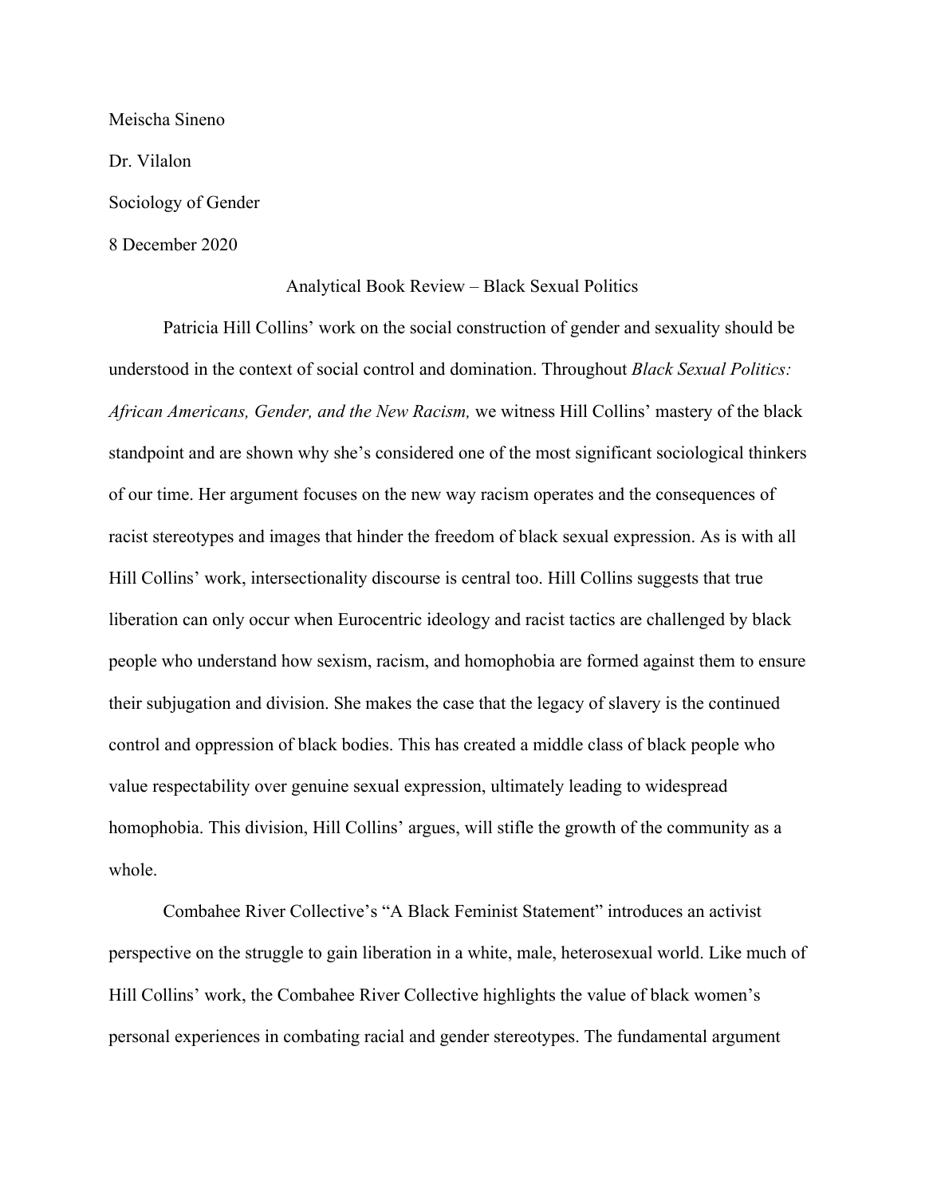Meischa Sineno

Dr. Vilalon

Sociology of Gender

8 December 2020

Analytical Book Review – Black Sexual Politics

Patricia Hill Collins' work on the social construction of gender and sexuality should be understood in the context of social control and domination. Throughout *Black Sexual Politics: African Americans, Gender, and the New Racism,* we witness Hill Collins' mastery of the black standpoint and are shown why she's considered one of the most significant sociological thinkers of our time. Her argument focuses on the new way racism operates and the consequences of racist stereotypes and images that hinder the freedom of black sexual expression. As is with all Hill Collins' work, intersectionality discourse is central too. Hill Collins suggests that true liberation can only occur when Eurocentric ideology and racist tactics are challenged by black people who understand how sexism, racism, and homophobia are formed against them to ensure their subjugation and division. She makes the case that the legacy of slavery is the continued control and oppression of black bodies. This has created a middle class of black people who value respectability over genuine sexual expression, ultimately leading to widespread homophobia. This division, Hill Collins' argues, will stifle the growth of the community as a whole.

Combahee River Collective's "A Black Feminist Statement" introduces an activist perspective on the struggle to gain liberation in a white, male, heterosexual world. Like much of Hill Collins' work, the Combahee River Collective highlights the value of black women's personal experiences in combating racial and gender stereotypes. The fundamental argument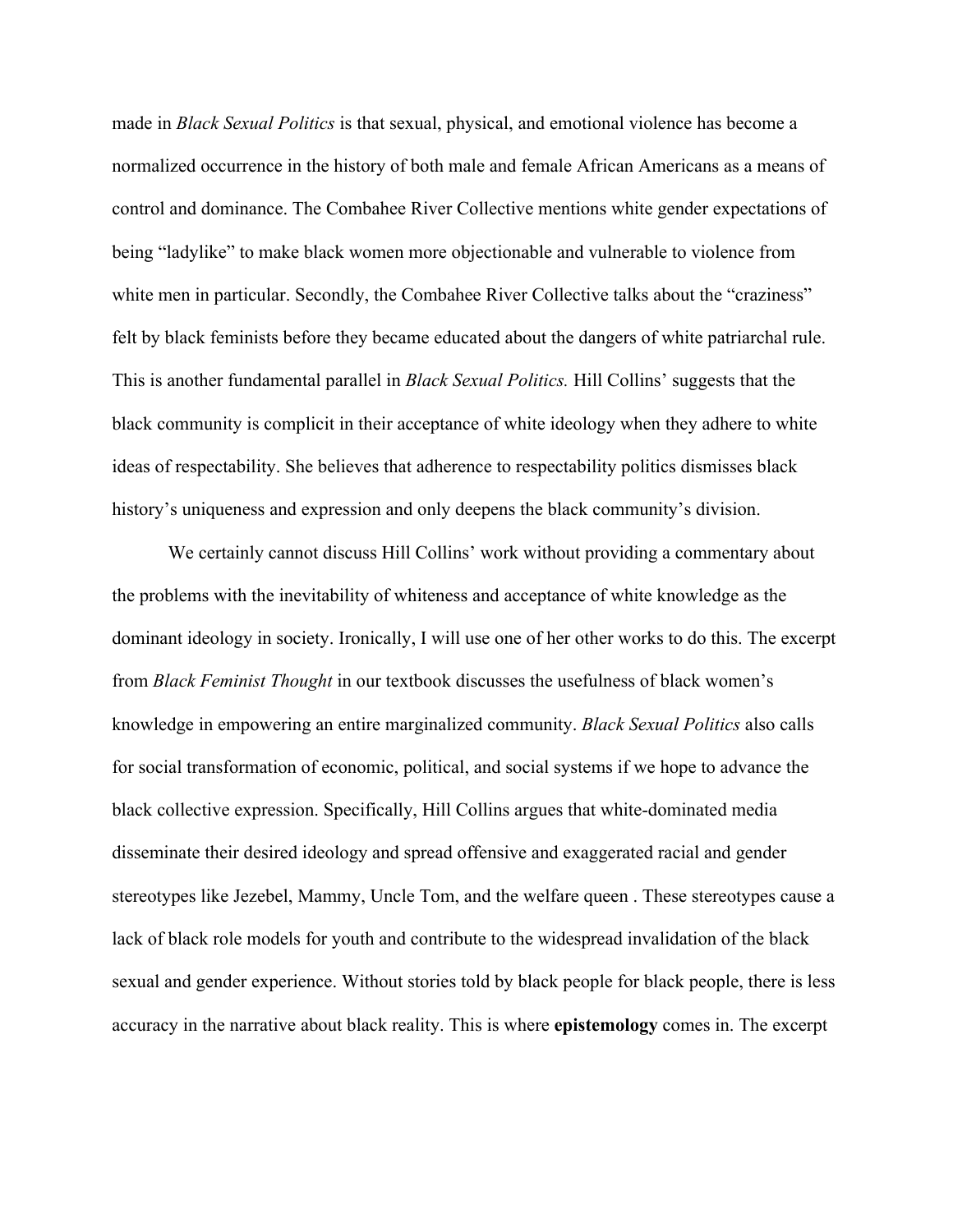made in *Black Sexual Politics* is that sexual, physical, and emotional violence has become a normalized occurrence in the history of both male and female African Americans as a means of control and dominance. The Combahee River Collective mentions white gender expectations of being "ladylike" to make black women more objectionable and vulnerable to violence from white men in particular. Secondly, the Combahee River Collective talks about the "craziness" felt by black feminists before they became educated about the dangers of white patriarchal rule. This is another fundamental parallel in *Black Sexual Politics.* Hill Collins' suggests that the black community is complicit in their acceptance of white ideology when they adhere to white ideas of respectability. She believes that adherence to respectability politics dismisses black history's uniqueness and expression and only deepens the black community's division.

We certainly cannot discuss Hill Collins' work without providing a commentary about the problems with the inevitability of whiteness and acceptance of white knowledge as the dominant ideology in society. Ironically, I will use one of her other works to do this. The excerpt from *Black Feminist Thought* in our textbook discusses the usefulness of black women's knowledge in empowering an entire marginalized community. *Black Sexual Politics* also calls for social transformation of economic, political, and social systems if we hope to advance the black collective expression. Specifically, Hill Collins argues that white-dominated media disseminate their desired ideology and spread offensive and exaggerated racial and gender stereotypes like Jezebel, Mammy, Uncle Tom, and the welfare queen . These stereotypes cause a lack of black role models for youth and contribute to the widespread invalidation of the black sexual and gender experience. Without stories told by black people for black people, there is less accuracy in the narrative about black reality. This is where **epistemology** comes in. The excerpt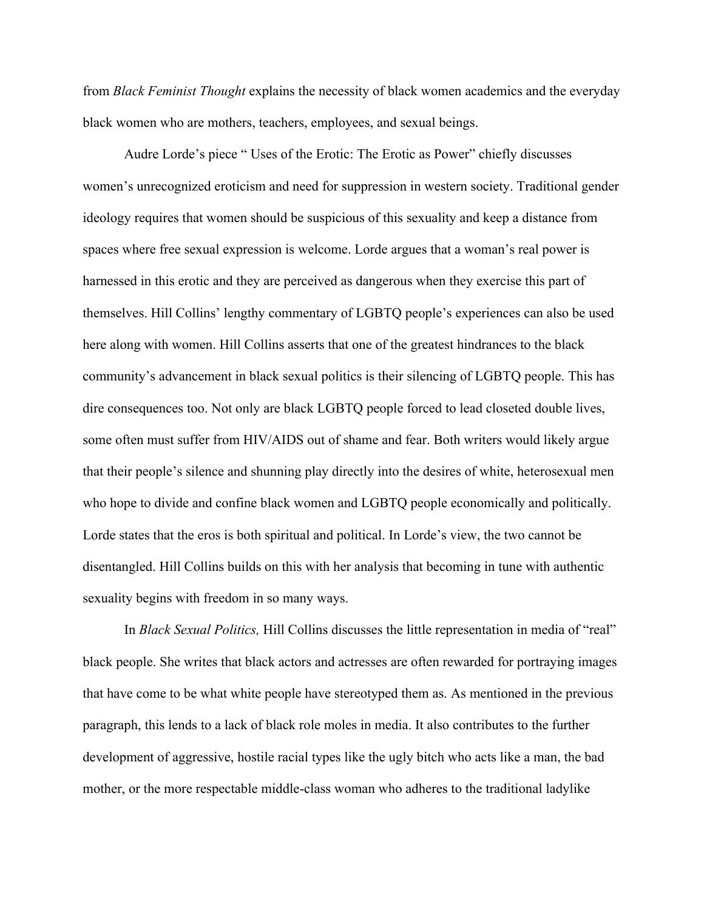from *Black Feminist Thought* explains the necessity of black women academics and the everyday black women who are mothers, teachers, employees, and sexual beings.

Audre Lorde's piece " Uses of the Erotic: The Erotic as Power" chiefly discusses women's unrecognized eroticism and need for suppression in western society. Traditional gender ideology requires that women should be suspicious of this sexuality and keep a distance from spaces where free sexual expression is welcome. Lorde argues that a woman's real power is harnessed in this erotic and they are perceived as dangerous when they exercise this part of themselves. Hill Collins' lengthy commentary of LGBTQ people's experiences can also be used here along with women. Hill Collins asserts that one of the greatest hindrances to the black community's advancement in black sexual politics is their silencing of LGBTQ people. This has dire consequences too. Not only are black LGBTQ people forced to lead closeted double lives, some often must suffer from HIV/AIDS out of shame and fear. Both writers would likely argue that their people's silence and shunning play directly into the desires of white, heterosexual men who hope to divide and confine black women and LGBTQ people economically and politically. Lorde states that the eros is both spiritual and political. In Lorde's view, the two cannot be disentangled. Hill Collins builds on this with her analysis that becoming in tune with authentic sexuality begins with freedom in so many ways.

In *Black Sexual Politics,* Hill Collins discusses the little representation in media of "real" black people. She writes that black actors and actresses are often rewarded for portraying images that have come to be what white people have stereotyped them as. As mentioned in the previous paragraph, this lends to a lack of black role moles in media. It also contributes to the further development of aggressive, hostile racial types like the ugly bitch who acts like a man, the bad mother, or the more respectable middle-class woman who adheres to the traditional ladylike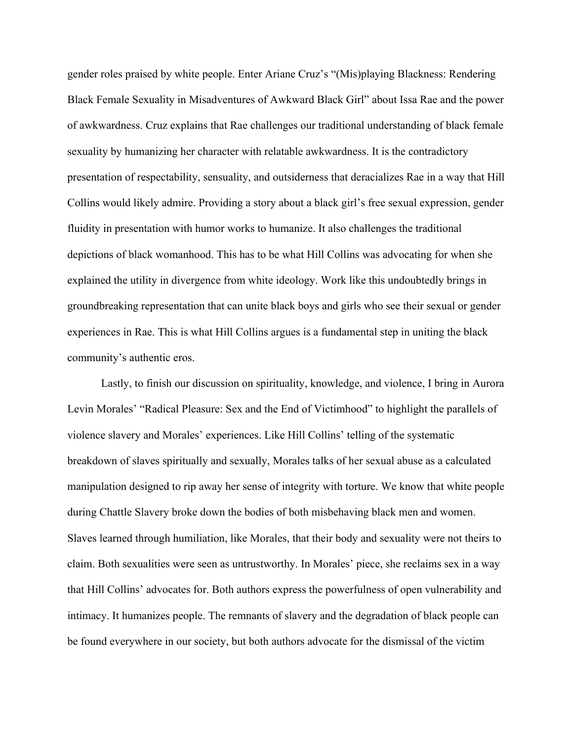gender roles praised by white people. Enter Ariane Cruz's "(Mis)playing Blackness: Rendering Black Female Sexuality in Misadventures of Awkward Black Girl" about Issa Rae and the power of awkwardness. Cruz explains that Rae challenges our traditional understanding of black female sexuality by humanizing her character with relatable awkwardness. It is the contradictory presentation of respectability, sensuality, and outsiderness that deracializes Rae in a way that Hill Collins would likely admire. Providing a story about a black girl's free sexual expression, gender fluidity in presentation with humor works to humanize. It also challenges the traditional depictions of black womanhood. This has to be what Hill Collins was advocating for when she explained the utility in divergence from white ideology. Work like this undoubtedly brings in groundbreaking representation that can unite black boys and girls who see their sexual or gender experiences in Rae. This is what Hill Collins argues is a fundamental step in uniting the black community's authentic eros.

Lastly, to finish our discussion on spirituality, knowledge, and violence, I bring in Aurora Levin Morales' "Radical Pleasure: Sex and the End of Victimhood" to highlight the parallels of violence slavery and Morales' experiences. Like Hill Collins' telling of the systematic breakdown of slaves spiritually and sexually, Morales talks of her sexual abuse as a calculated manipulation designed to rip away her sense of integrity with torture. We know that white people during Chattle Slavery broke down the bodies of both misbehaving black men and women. Slaves learned through humiliation, like Morales, that their body and sexuality were not theirs to claim. Both sexualities were seen as untrustworthy. In Morales' piece, she reclaims sex in a way that Hill Collins' advocates for. Both authors express the powerfulness of open vulnerability and intimacy. It humanizes people. The remnants of slavery and the degradation of black people can be found everywhere in our society, but both authors advocate for the dismissal of the victim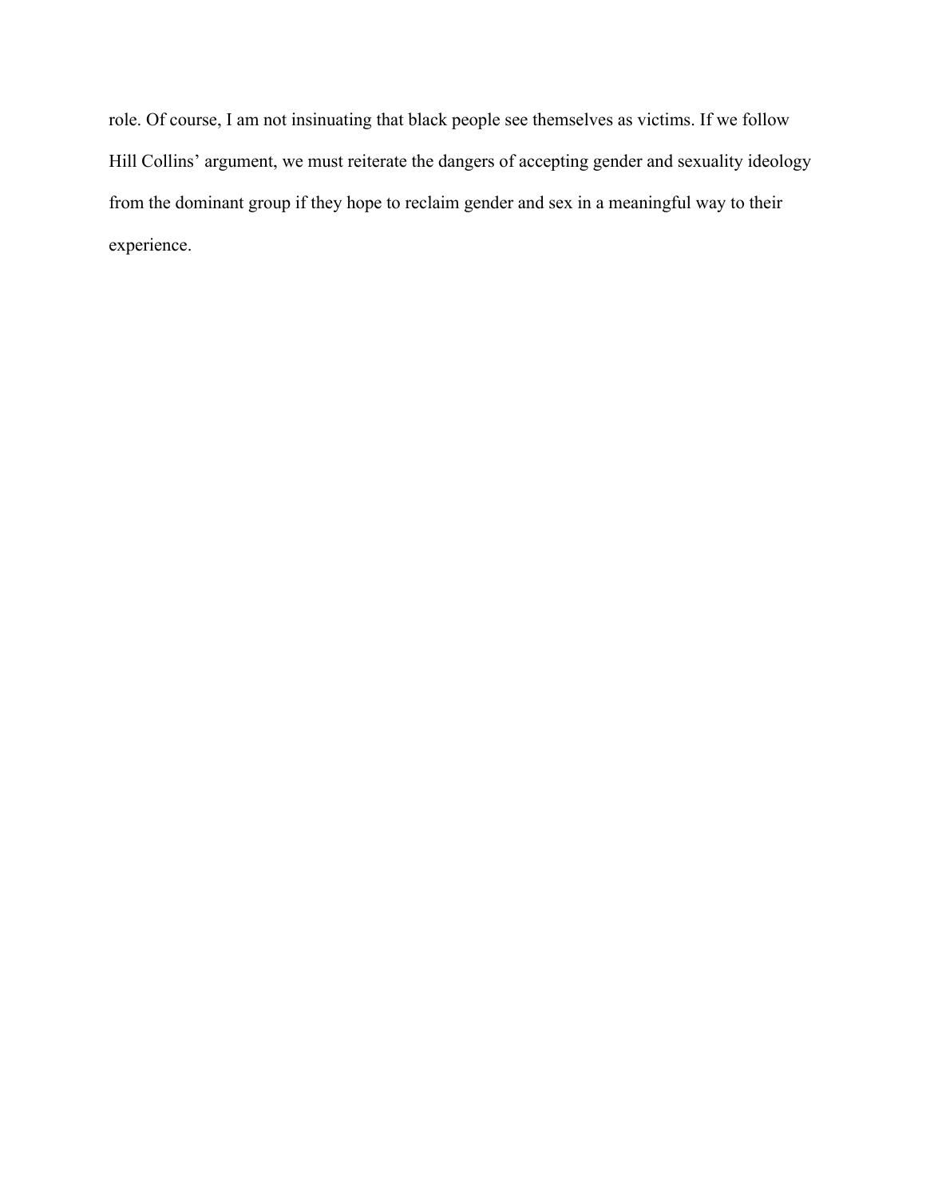role. Of course, I am not insinuating that black people see themselves as victims. If we follow Hill Collins' argument, we must reiterate the dangers of accepting gender and sexuality ideology from the dominant group if they hope to reclaim gender and sex in a meaningful way to their experience.